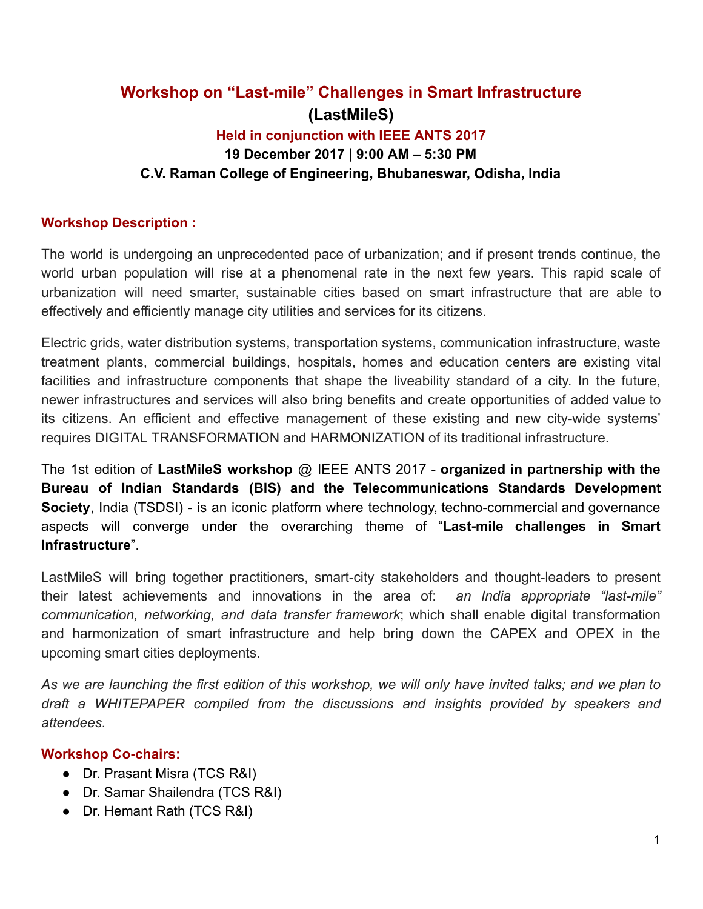# Workshop on "Last-mile" Challenges in Smart Infrastructure

## (LastMileS)

### Held in conjunction with IEEE ANTS 2017

**19 December 2017 | 9:00 AM – 5:30 PM**

**C.V. Raman College of Engineering, Bhubaneswar, Odisha, India**

---

## Workshop Description :

The world is undergoing an unprecedented pace of urbanization; and if present trends continue, the world urban population will rise at a phenomenal rate in the next few years. This rapid scale of urbanization will need smarter, sustainable cities based on smart infrastructure that are able to effectively and efficiently manage city utilities and services for its citizens.

Electric grids, water distribution systems, transportation systems, communication infrastructure, waste treatment plants, commercial buildings, hospitals, homes and education centers are existing vital facilities and infrastructure components that shape the liveability standard of a city. In the future, newer infrastructures and services will also bring benefits and create opportunities of added value to its citizens. An efficient and effective management of these existing and new city-wide systems' requires DIGITAL TRANSFORMATION and HARMONIZATION of its traditional infrastructure.

The 1st edition of **LastMileS workshop** @ IEEE ANTS 2017 - **organized in partnership with the Bureau of Indian Standards (BIS) and the Telecommunications Standards Development Society**, India (TSDSI) - is an iconic platform where technology, techno-commercial and governance aspects will converge under the overarching theme of "**Last-mile challenges in Smart Infrastructure**".

LastMileS will bring together practitioners, smart-city stakeholders and thought-leaders to present their latest achievements and innovations in the area of: *an India appropriate "last-mile" communication, networking, and data transfer framework*; which shall enable digital transformation and harmonization of smart infrastructure and help bring down the CAPEX and OPEX in the upcoming smart cities deployments.

*As we are launching the first edition of this workshop, we will only have invited talks; and we plan to draft a WHITEPAPER compiled from the discussions and insights provided by speakers and attendees.*

## Workshop Co-chairs:

- Dr. Prasant Misra (TCS R&I)
- Dr. Samar Shailendra (TCS R&I)
- Dr. Hemant Rath (TCS R&I)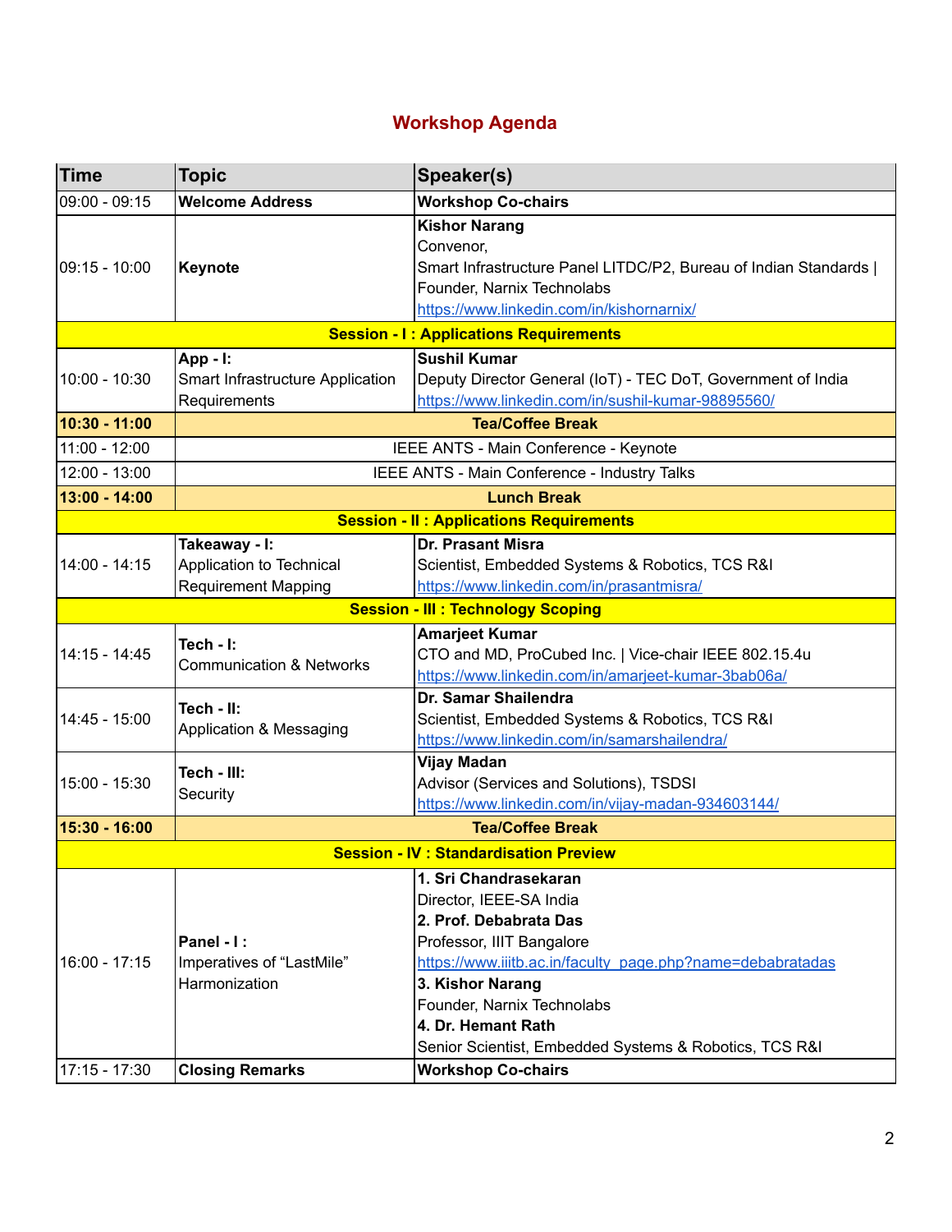## Workshop Agenda

| Time | Topic | Speaker(s) |
|---|---|---|
| 09:00 - 09:15 | **Welcome Address** | **Workshop Co-chairs** |
| 09:15 - 10:00 | **Keynote** | **Kishor Narang**<br>Convenor,<br>Smart Infrastructure Panel LITDC/P2, Bureau of Indian Standards \| Founder, Narnix Technolabs<br>https://www.linkedin.com/in/kishornarnix/ |
| | **Session - I : Applications Requirements** | |
| 10:00 - 10:30 | **App - I:**<br>Smart Infrastructure Application Requirements | **Sushil Kumar**<br>Deputy Director General (IoT) - TEC DoT, Government of India<br>https://www.linkedin.com/in/sushil-kumar-98895560/ |
| **10:30 - 11:00** | **Tea/Coffee Break** | |
| 11:00 - 12:00 | IEEE ANTS - Main Conference - Keynote | |
| 12:00 - 13:00 | IEEE ANTS - Main Conference - Industry Talks | |
| **13:00 - 14:00** | **Lunch Break** | |
| | **Session - II : Applications Requirements** | |
| 14:00 - 14:15 | **Takeaway - I:**<br>Application to Technical Requirement Mapping | **Dr. Prasant Misra**<br>Scientist, Embedded Systems & Robotics, TCS R&I<br>https://www.linkedin.com/in/prasantmisra/ |
| | **Session - III : Technology Scoping** | |
| 14:15 - 14:45 | **Tech - I:**<br>Communication & Networks | **Amarjeet Kumar**<br>CTO and MD, ProCubed Inc. \| Vice-chair IEEE 802.15.4u<br>https://www.linkedin.com/in/amarjeet-kumar-3bab06a/ |
| 14:45 - 15:00 | **Tech - II:**<br>Application & Messaging | **Dr. Samar Shailendra**<br>Scientist, Embedded Systems & Robotics, TCS R&I<br>https://www.linkedin.com/in/samarshailendra/ |
| 15:00 - 15:30 | **Tech - III:**<br>Security | **Vijay Madan**<br>Advisor (Services and Solutions), TSDSI<br>https://www.linkedin.com/in/vijay-madan-934603144/ |
| **15:30 - 16:00** | **Tea/Coffee Break** | |
| | **Session - IV : Standardisation Preview** | |
| 16:00 - 17:15 | **Panel - I :**<br>Imperatives of "LastMile" Harmonization | **1. Sri Chandrasekaran**<br>Director, IEEE-SA India<br>**2. Prof. Debabrata Das**<br>Professor, IIIT Bangalore<br>https://www.iiitb.ac.in/faculty_page.php?name=debabratadas<br>**3. Kishor Narang**<br>Founder, Narnix Technolabs<br>**4. Dr. Hemant Rath**<br>Senior Scientist, Embedded Systems & Robotics, TCS R&I |
| 17:15 - 17:30 | **Closing Remarks** | **Workshop Co-chairs** |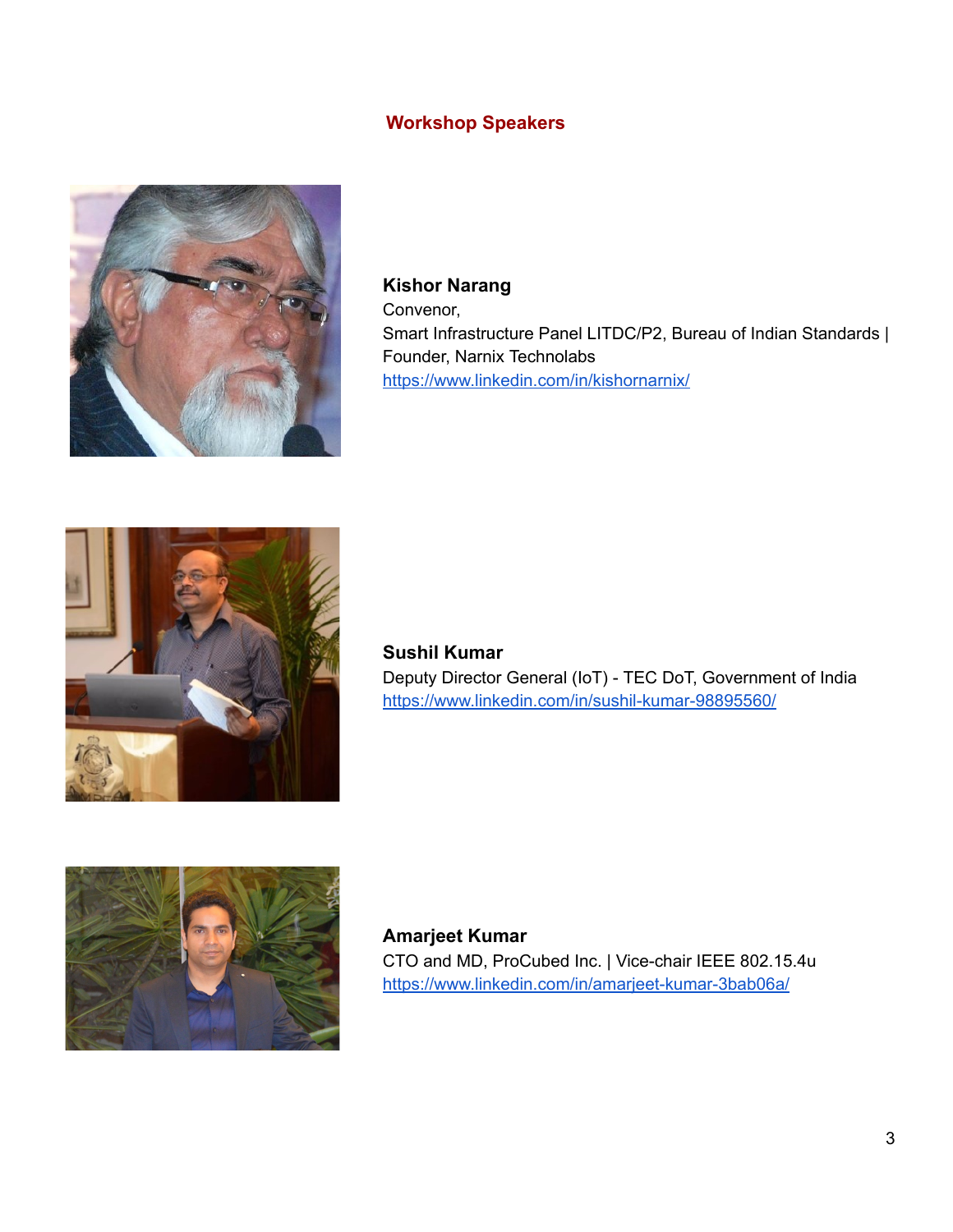## Workshop Speakers

**Kishor Narang**
Convenor,
Smart Infrastructure Panel LITDC/P2, Bureau of Indian Standards |
Founder, Narnix Technolabs
https://www.linkedin.com/in/kishornarnix/

**Sushil Kumar**
Deputy Director General (IoT) - TEC DoT, Government of India
https://www.linkedin.com/in/sushil-kumar-98895560/

**Amarjeet Kumar**
CTO and MD, ProCubed Inc. | Vice-chair IEEE 802.15.4u
https://www.linkedin.com/in/amarjeet-kumar-3bab06a/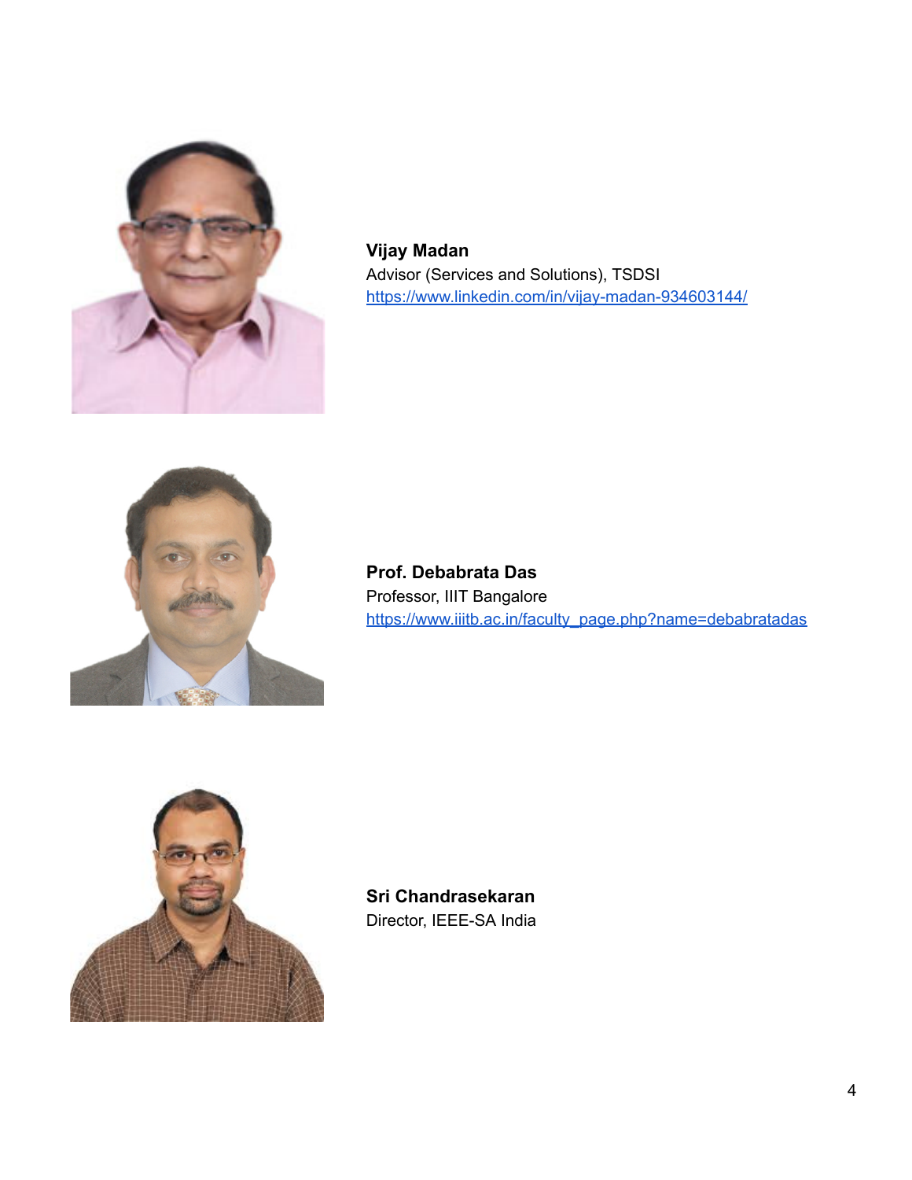**Vijay Madan**
Advisor (Services and Solutions), TSDSI
https://www.linkedin.com/in/vijay-madan-934603144/

**Prof. Debabrata Das**
Professor, IIIT Bangalore
https://www.iiitb.ac.in/faculty_page.php?name=debabratadas

**Sri Chandrasekaran**
Director, IEEE-SA India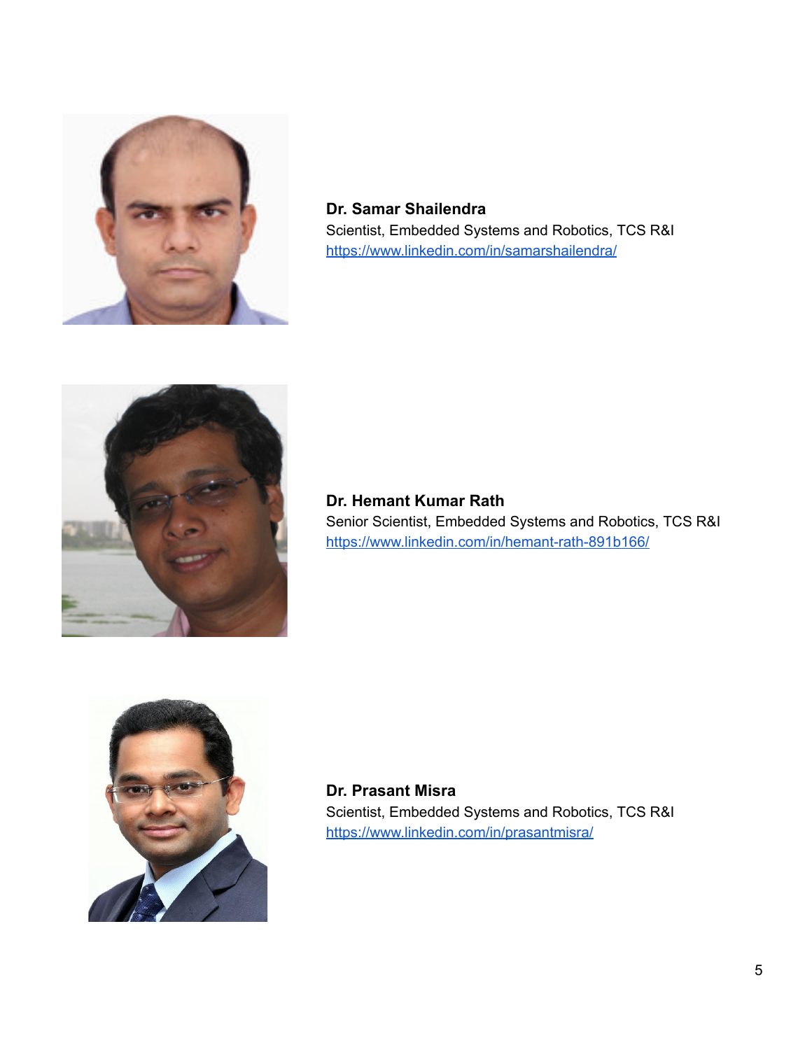**Dr. Samar Shailendra**
Scientist, Embedded Systems and Robotics, TCS R&I
https://www.linkedin.com/in/samarshailendra/

**Dr. Hemant Kumar Rath**
Senior Scientist, Embedded Systems and Robotics, TCS R&I
https://www.linkedin.com/in/hemant-rath-891b166/

**Dr. Prasant Misra**
Scientist, Embedded Systems and Robotics, TCS R&I
https://www.linkedin.com/in/prasantmisra/